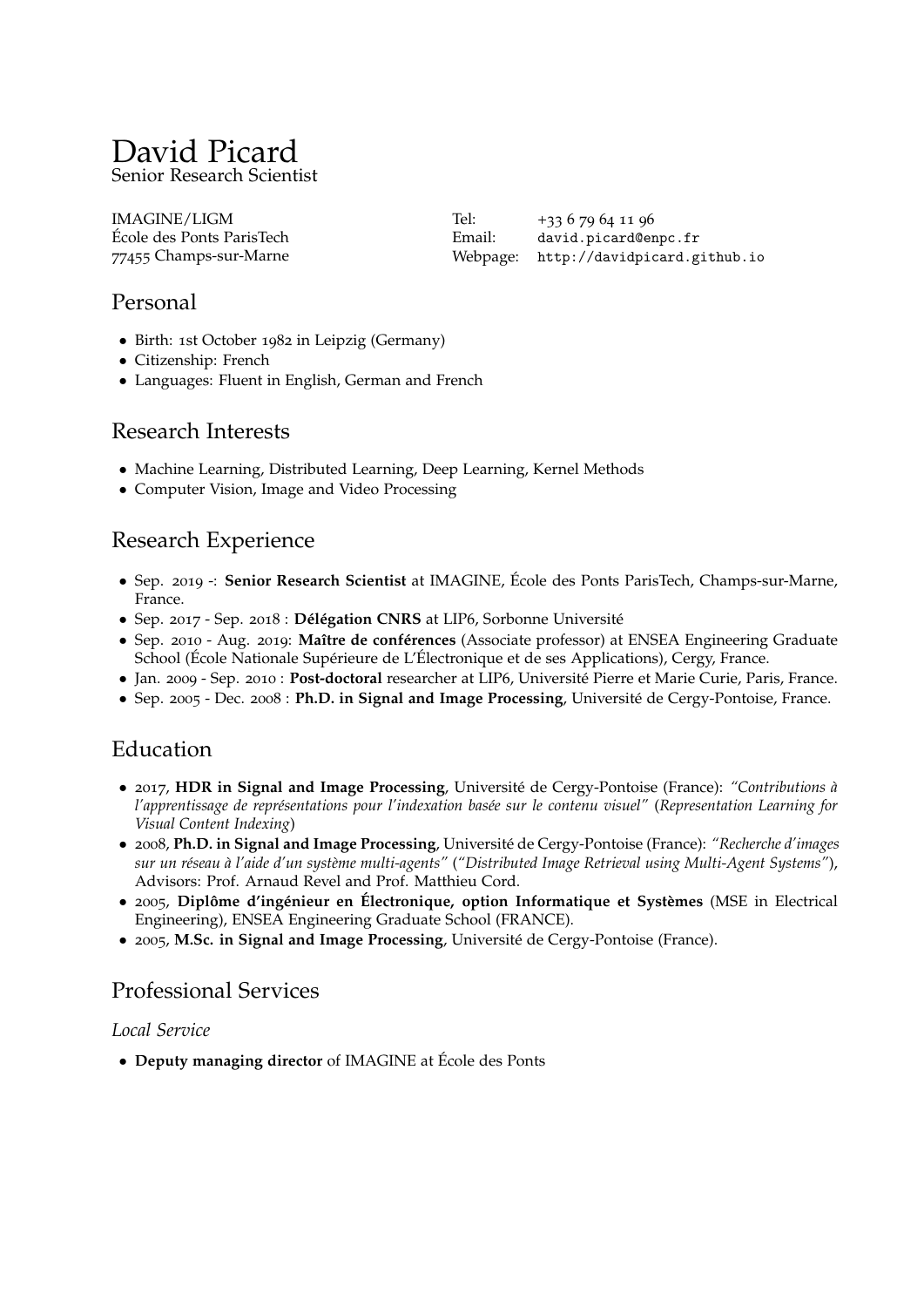# David Picard

Senior Research Scientist

IMAGINE/LIGM
École des Ponts ParisTech
77455 Champs-sur-Marne

Tel: +33 6 79 64 11 96
Email: david.picard@enpc.fr
Webpage: http://davidpicard.github.io

## Personal

- Birth: 1st October 1982 in Leipzig (Germany)
- Citizenship: French
- Languages: Fluent in English, German and French

## Research Interests

- Machine Learning, Distributed Learning, Deep Learning, Kernel Methods
- Computer Vision, Image and Video Processing

## Research Experience

- Sep. 2019 -: **Senior Research Scientist** at IMAGINE, École des Ponts ParisTech, Champs-sur-Marne, France.
- Sep. 2017 - Sep. 2018 : **Délégation CNRS** at LIP6, Sorbonne Université
- Sep. 2010 - Aug. 2019: **Maître de conférences** (Associate professor) at ENSEA Engineering Graduate School (École Nationale Supérieure de L'Électronique et de ses Applications), Cergy, France.
- Jan. 2009 - Sep. 2010 : **Post-doctoral** researcher at LIP6, Université Pierre et Marie Curie, Paris, France.
- Sep. 2005 - Dec. 2008 : **Ph.D. in Signal and Image Processing**, Université de Cergy-Pontoise, France.

## Education

- 2017, **HDR in Signal and Image Processing**, Université de Cergy-Pontoise (France): *"Contributions à l'apprentissage de représentations pour l'indexation basée sur le contenu visuel"* (*Representation Learning for Visual Content Indexing*)
- 2008, **Ph.D. in Signal and Image Processing**, Université de Cergy-Pontoise (France): *"Recherche d'images sur un réseau à l'aide d'un système multi-agents"* (*"Distributed Image Retrieval using Multi-Agent Systems"*), Advisors: Prof. Arnaud Revel and Prof. Matthieu Cord.
- 2005, **Diplôme d'ingénieur en Électronique, option Informatique et Systèmes** (MSE in Electrical Engineering), ENSEA Engineering Graduate School (FRANCE).
- 2005, **M.Sc. in Signal and Image Processing**, Université de Cergy-Pontoise (France).

## Professional Services

### *Local Service*

- **Deputy managing director** of IMAGINE at École des Ponts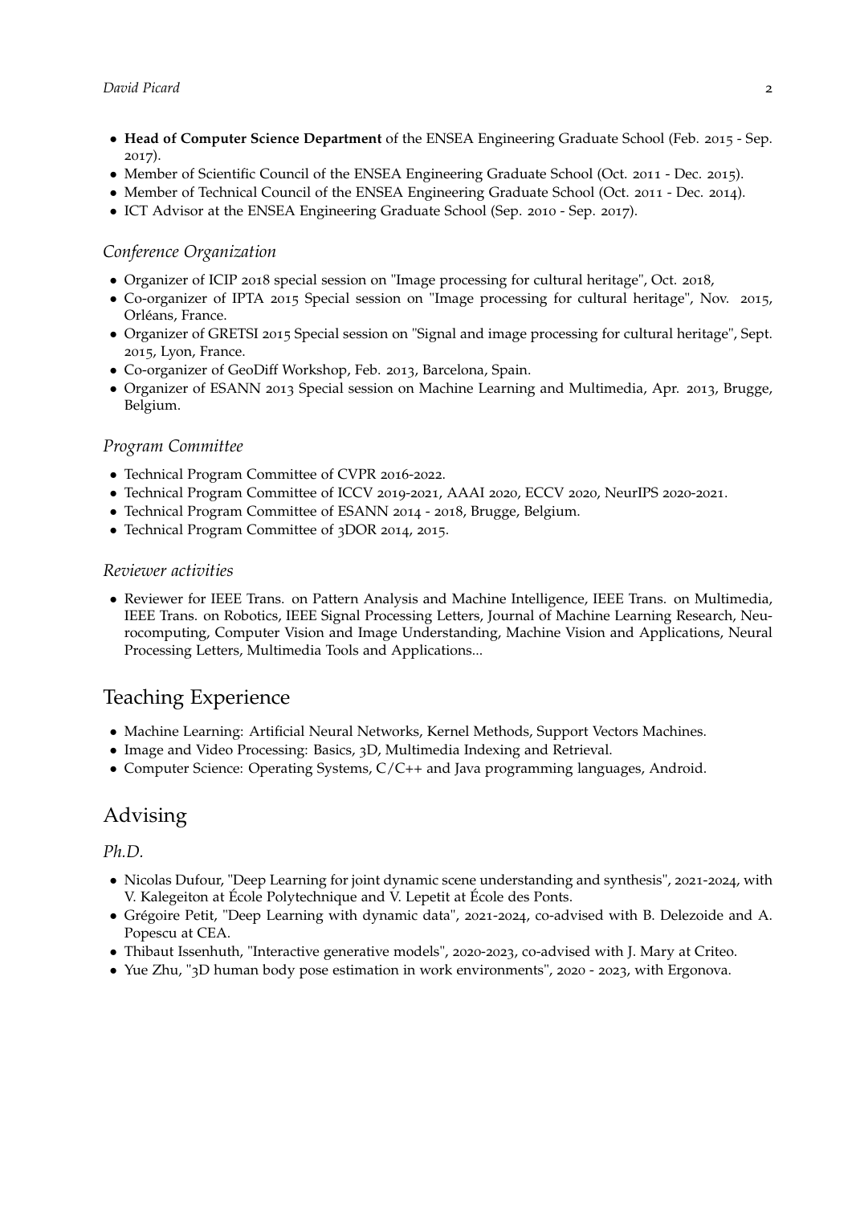- **Head of Computer Science Department** of the ENSEA Engineering Graduate School (Feb. 2015 - Sep. 2017).
- Member of Scientific Council of the ENSEA Engineering Graduate School (Oct. 2011 - Dec. 2015).
- Member of Technical Council of the ENSEA Engineering Graduate School (Oct. 2011 - Dec. 2014).
- ICT Advisor at the ENSEA Engineering Graduate School (Sep. 2010 - Sep. 2017).

### *Conference Organization*

- Organizer of ICIP 2018 special session on "Image processing for cultural heritage", Oct. 2018,
- Co-organizer of IPTA 2015 Special session on "Image processing for cultural heritage", Nov. 2015, Orléans, France.
- Organizer of GRETSI 2015 Special session on "Signal and image processing for cultural heritage", Sept. 2015, Lyon, France.
- Co-organizer of GeoDiff Workshop, Feb. 2013, Barcelona, Spain.
- Organizer of ESANN 2013 Special session on Machine Learning and Multimedia, Apr. 2013, Brugge, Belgium.

### *Program Committee*

- Technical Program Committee of CVPR 2016-2022.
- Technical Program Committee of ICCV 2019-2021, AAAI 2020, ECCV 2020, NeurIPS 2020-2021.
- Technical Program Committee of ESANN 2014 - 2018, Brugge, Belgium.
- Technical Program Committee of 3DOR 2014, 2015.

### *Reviewer activities*

- Reviewer for IEEE Trans. on Pattern Analysis and Machine Intelligence, IEEE Trans. on Multimedia, IEEE Trans. on Robotics, IEEE Signal Processing Letters, Journal of Machine Learning Research, Neurocomputing, Computer Vision and Image Understanding, Machine Vision and Applications, Neural Processing Letters, Multimedia Tools and Applications...

## Teaching Experience

- Machine Learning: Artificial Neural Networks, Kernel Methods, Support Vectors Machines.
- Image and Video Processing: Basics, 3D, Multimedia Indexing and Retrieval.
- Computer Science: Operating Systems, C/C++ and Java programming languages, Android.

## Advising

### *Ph.D.*

- Nicolas Dufour, "Deep Learning for joint dynamic scene understanding and synthesis", 2021-2024, with V. Kalegeiton at École Polytechnique and V. Lepetit at École des Ponts.
- Grégoire Petit, "Deep Learning with dynamic data", 2021-2024, co-advised with B. Delezoide and A. Popescu at CEA.
- Thibaut Issenhuth, "Interactive generative models", 2020-2023, co-advised with J. Mary at Criteo.
- Yue Zhu, "3D human body pose estimation in work environments", 2020 - 2023, with Ergonova.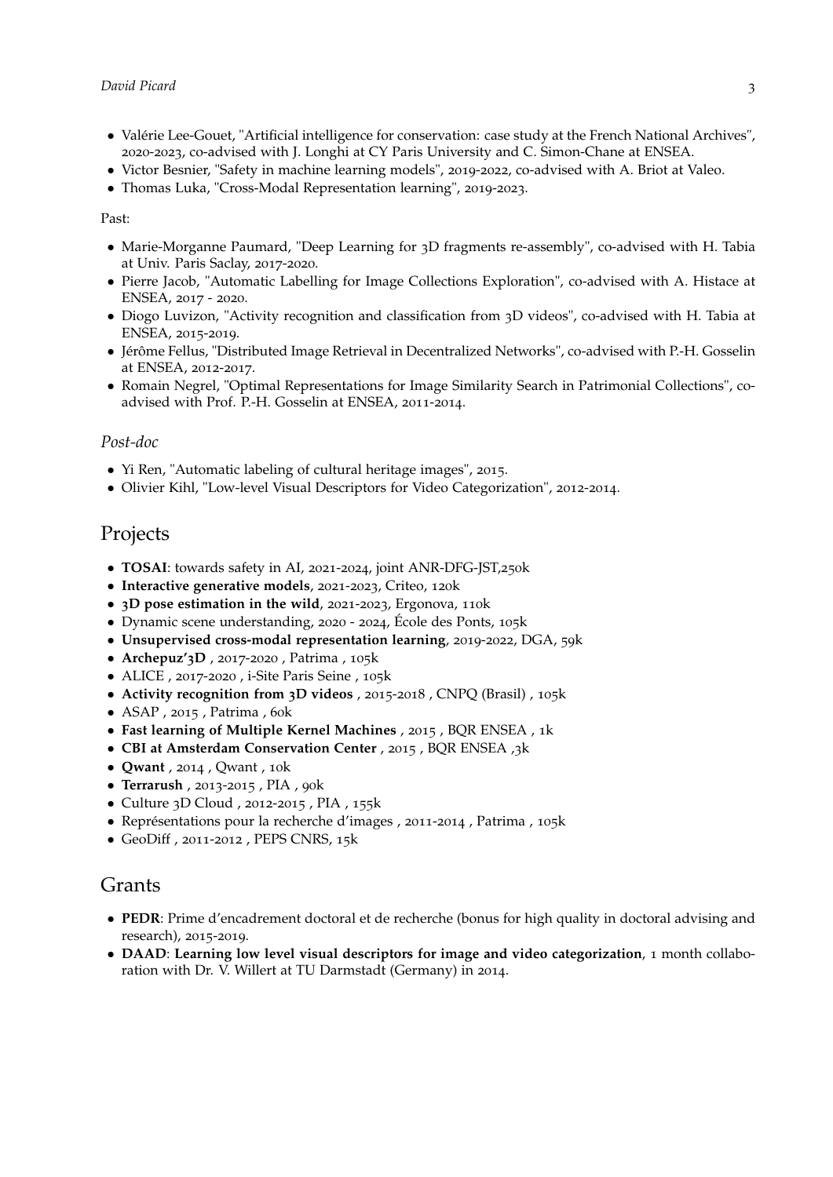- Valérie Lee-Gouet, "Artificial intelligence for conservation: case study at the French National Archives", 2020-2023, co-advised with J. Longhi at CY Paris University and C. Simon-Chane at ENSEA.
- Victor Besnier, "Safety in machine learning models", 2019-2022, co-advised with A. Briot at Valeo.
- Thomas Luka, "Cross-Modal Representation learning", 2019-2023.

Past:

- Marie-Morganne Paumard, "Deep Learning for 3D fragments re-assembly", co-advised with H. Tabia at Univ. Paris Saclay, 2017-2020.
- Pierre Jacob, "Automatic Labelling for Image Collections Exploration", co-advised with A. Histace at ENSEA, 2017 - 2020.
- Diogo Luvizon, "Activity recognition and classification from 3D videos", co-advised with H. Tabia at ENSEA, 2015-2019.
- Jérôme Fellus, "Distributed Image Retrieval in Decentralized Networks", co-advised with P.-H. Gosselin at ENSEA, 2012-2017.
- Romain Negrel, "Optimal Representations for Image Similarity Search in Patrimonial Collections", co-advised with Prof. P.-H. Gosselin at ENSEA, 2011-2014.

### *Post-doc*

- Yi Ren, "Automatic labeling of cultural heritage images", 2015.
- Olivier Kihl, "Low-level Visual Descriptors for Video Categorization", 2012-2014.

## Projects

- **TOSAI**: towards safety in AI, 2021-2024, joint ANR-DFG-JST,250k
- **Interactive generative models**, 2021-2023, Criteo, 120k
- **3D pose estimation in the wild**, 2021-2023, Ergonova, 110k
- Dynamic scene understanding, 2020 - 2024, École des Ponts, 105k
- **Unsupervised cross-modal representation learning**, 2019-2022, DGA, 59k
- **Archepuz'3D** , 2017-2020 , Patrima , 105k
- ALICE , 2017-2020 , i-Site Paris Seine , 105k
- **Activity recognition from 3D videos** , 2015-2018 , CNPQ (Brasil) , 105k
- ASAP , 2015 , Patrima , 60k
- **Fast learning of Multiple Kernel Machines** , 2015 , BQR ENSEA , 1k
- **CBI at Amsterdam Conservation Center** , 2015 , BQR ENSEA ,3k
- **Qwant** , 2014 , Qwant , 10k
- **Terrarush** , 2013-2015 , PIA , 90k
- Culture 3D Cloud , 2012-2015 , PIA , 155k
- Représentations pour la recherche d'images , 2011-2014 , Patrima , 105k
- GeoDiff , 2011-2012 , PEPS CNRS, 15k

## Grants

- **PEDR**: Prime d'encadrement doctoral et de recherche (bonus for high quality in doctoral advising and research), 2015-2019.
- **DAAD**: **Learning low level visual descriptors for image and video categorization**, 1 month collaboration with Dr. V. Willert at TU Darmstadt (Germany) in 2014.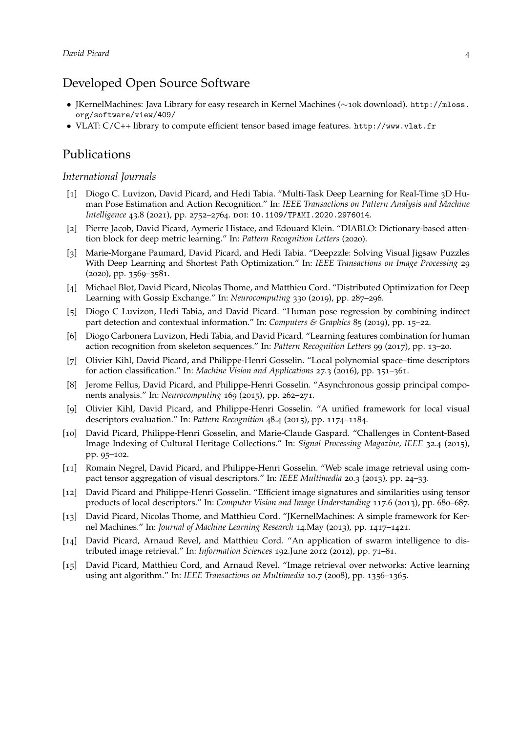## Developed Open Source Software

- JKernelMachines: Java Library for easy research in Kernel Machines (∼10k download). http://mloss.org/software/view/409/
- VLAT: C/C++ library to compute efficient tensor based image features. http://www.vlat.fr

## Publications

### *International Journals*

[1] Diogo C. Luvizon, David Picard, and Hedi Tabia. "Multi-Task Deep Learning for Real-Time 3D Human Pose Estimation and Action Recognition." In: *IEEE Transactions on Pattern Analysis and Machine Intelligence* 43.8 (2021), pp. 2752–2764. DOI: 10.1109/TPAMI.2020.2976014.

[2] Pierre Jacob, David Picard, Aymeric Histace, and Edouard Klein. "DIABLO: Dictionary-based attention block for deep metric learning." In: *Pattern Recognition Letters* (2020).

[3] Marie-Morgane Paumard, David Picard, and Hedi Tabia. "Deepzzle: Solving Visual Jigsaw Puzzles With Deep Learning and Shortest Path Optimization." In: *IEEE Transactions on Image Processing* 29 (2020), pp. 3569–3581.

[4] Michael Blot, David Picard, Nicolas Thome, and Matthieu Cord. "Distributed Optimization for Deep Learning with Gossip Exchange." In: *Neurocomputing* 330 (2019), pp. 287–296.

[5] Diogo C Luvizon, Hedi Tabia, and David Picard. "Human pose regression by combining indirect part detection and contextual information." In: *Computers & Graphics* 85 (2019), pp. 15–22.

[6] Diogo Carbonera Luvizon, Hedi Tabia, and David Picard. "Learning features combination for human action recognition from skeleton sequences." In: *Pattern Recognition Letters* 99 (2017), pp. 13–20.

[7] Olivier Kihl, David Picard, and Philippe-Henri Gosselin. "Local polynomial space–time descriptors for action classification." In: *Machine Vision and Applications* 27.3 (2016), pp. 351–361.

[8] Jerome Fellus, David Picard, and Philippe-Henri Gosselin. "Asynchronous gossip principal components analysis." In: *Neurocomputing* 169 (2015), pp. 262–271.

[9] Olivier Kihl, David Picard, and Philippe-Henri Gosselin. "A unified framework for local visual descriptors evaluation." In: *Pattern Recognition* 48.4 (2015), pp. 1174–1184.

[10] David Picard, Philippe-Henri Gosselin, and Marie-Claude Gaspard. "Challenges in Content-Based Image Indexing of Cultural Heritage Collections." In: *Signal Processing Magazine, IEEE* 32.4 (2015), pp. 95–102.

[11] Romain Negrel, David Picard, and Philippe-Henri Gosselin. "Web scale image retrieval using compact tensor aggregation of visual descriptors." In: *IEEE Multimedia* 20.3 (2013), pp. 24–33.

[12] David Picard and Philippe-Henri Gosselin. "Efficient image signatures and similarities using tensor products of local descriptors." In: *Computer Vision and Image Understanding* 117.6 (2013), pp. 680–687.

[13] David Picard, Nicolas Thome, and Matthieu Cord. "JKernelMachines: A simple framework for Kernel Machines." In: *Journal of Machine Learning Research* 14.May (2013), pp. 1417–1421.

[14] David Picard, Arnaud Revel, and Matthieu Cord. "An application of swarm intelligence to distributed image retrieval." In: *Information Sciences* 192.June 2012 (2012), pp. 71–81.

[15] David Picard, Matthieu Cord, and Arnaud Revel. "Image retrieval over networks: Active learning using ant algorithm." In: *IEEE Transactions on Multimedia* 10.7 (2008), pp. 1356–1365.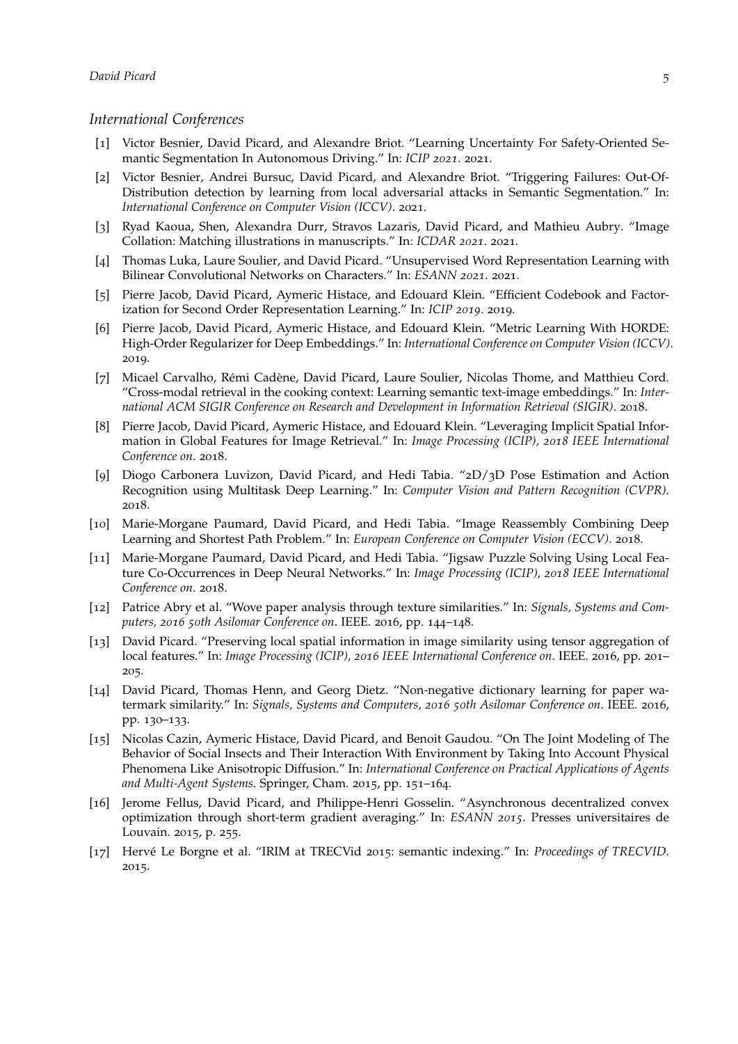### *International Conferences*

[1] Victor Besnier, David Picard, and Alexandre Briot. "Learning Uncertainty For Safety-Oriented Semantic Segmentation In Autonomous Driving." In: *ICIP 2021*. 2021.

[2] Victor Besnier, Andrei Bursuc, David Picard, and Alexandre Briot. "Triggering Failures: Out-Of-Distribution detection by learning from local adversarial attacks in Semantic Segmentation." In: *International Conference on Computer Vision (ICCV)*. 2021.

[3] Ryad Kaoua, Shen, Alexandra Durr, Stravos Lazaris, David Picard, and Mathieu Aubry. "Image Collation: Matching illustrations in manuscripts." In: *ICDAR 2021*. 2021.

[4] Thomas Luka, Laure Soulier, and David Picard. "Unsupervised Word Representation Learning with Bilinear Convolutional Networks on Characters." In: *ESANN 2021*. 2021.

[5] Pierre Jacob, David Picard, Aymeric Histace, and Edouard Klein. "Efficient Codebook and Factorization for Second Order Representation Learning." In: *ICIP 2019*. 2019.

[6] Pierre Jacob, David Picard, Aymeric Histace, and Edouard Klein. "Metric Learning With HORDE: High-Order Regularizer for Deep Embeddings." In: *International Conference on Computer Vision (ICCV)*. 2019.

[7] Micael Carvalho, Rémi Cadène, David Picard, Laure Soulier, Nicolas Thome, and Matthieu Cord. "Cross-modal retrieval in the cooking context: Learning semantic text-image embeddings." In: *International ACM SIGIR Conference on Research and Development in Information Retrieval (SIGIR)*. 2018.

[8] Pierre Jacob, David Picard, Aymeric Histace, and Edouard Klein. "Leveraging Implicit Spatial Information in Global Features for Image Retrieval." In: *Image Processing (ICIP), 2018 IEEE International Conference on*. 2018.

[9] Diogo Carbonera Luvizon, David Picard, and Hedi Tabia. "2D/3D Pose Estimation and Action Recognition using Multitask Deep Learning." In: *Computer Vision and Pattern Recognition (CVPR)*. 2018.

[10] Marie-Morgane Paumard, David Picard, and Hedi Tabia. "Image Reassembly Combining Deep Learning and Shortest Path Problem." In: *European Conference on Computer Vision (ECCV)*. 2018.

[11] Marie-Morgane Paumard, David Picard, and Hedi Tabia. "Jigsaw Puzzle Solving Using Local Feature Co-Occurrences in Deep Neural Networks." In: *Image Processing (ICIP), 2018 IEEE International Conference on*. 2018.

[12] Patrice Abry et al. "Wove paper analysis through texture similarities." In: *Signals, Systems and Computers, 2016 50th Asilomar Conference on*. IEEE. 2016, pp. 144–148.

[13] David Picard. "Preserving local spatial information in image similarity using tensor aggregation of local features." In: *Image Processing (ICIP), 2016 IEEE International Conference on*. IEEE. 2016, pp. 201–205.

[14] David Picard, Thomas Henn, and Georg Dietz. "Non-negative dictionary learning for paper watermark similarity." In: *Signals, Systems and Computers, 2016 50th Asilomar Conference on*. IEEE. 2016, pp. 130–133.

[15] Nicolas Cazin, Aymeric Histace, David Picard, and Benoit Gaudou. "On The Joint Modeling of The Behavior of Social Insects and Their Interaction With Environment by Taking Into Account Physical Phenomena Like Anisotropic Diffusion." In: *International Conference on Practical Applications of Agents and Multi-Agent Systems*. Springer, Cham. 2015, pp. 151–164.

[16] Jerome Fellus, David Picard, and Philippe-Henri Gosselin. "Asynchronous decentralized convex optimization through short-term gradient averaging." In: *ESANN 2015*. Presses universitaires de Louvain. 2015, p. 255.

[17] Hervé Le Borgne et al. "IRIM at TRECVid 2015: semantic indexing." In: *Proceedings of TRECVID*. 2015.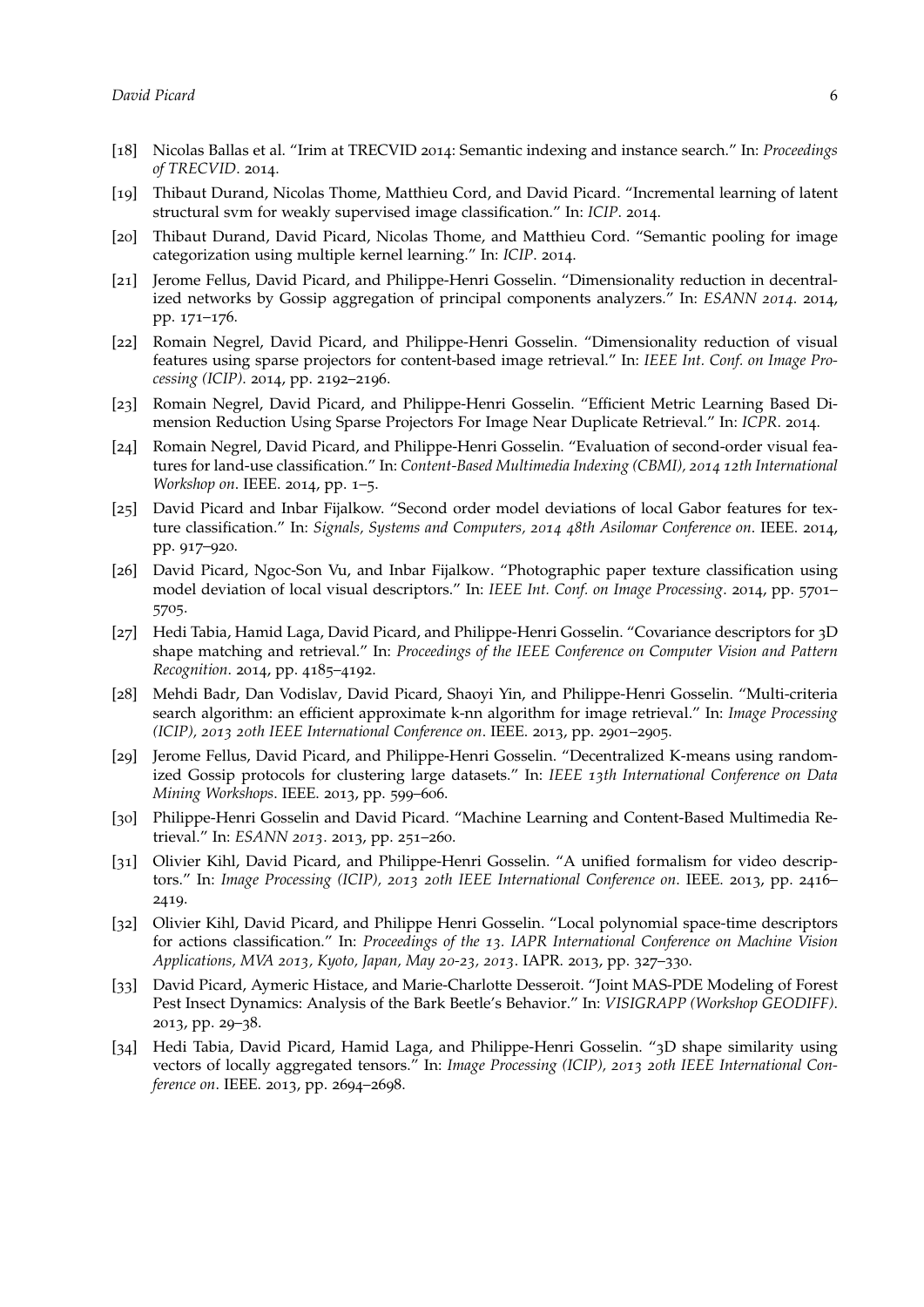[18] Nicolas Ballas et al. "Irim at TRECVID 2014: Semantic indexing and instance search." In: *Proceedings of TRECVID*. 2014.

[19] Thibaut Durand, Nicolas Thome, Matthieu Cord, and David Picard. "Incremental learning of latent structural svm for weakly supervised image classification." In: *ICIP*. 2014.

[20] Thibaut Durand, David Picard, Nicolas Thome, and Matthieu Cord. "Semantic pooling for image categorization using multiple kernel learning." In: *ICIP*. 2014.

[21] Jerome Fellus, David Picard, and Philippe-Henri Gosselin. "Dimensionality reduction in decentralized networks by Gossip aggregation of principal components analyzers." In: *ESANN 2014*. 2014, pp. 171–176.

[22] Romain Negrel, David Picard, and Philippe-Henri Gosselin. "Dimensionality reduction of visual features using sparse projectors for content-based image retrieval." In: *IEEE Int. Conf. on Image Processing (ICIP)*. 2014, pp. 2192–2196.

[23] Romain Negrel, David Picard, and Philippe-Henri Gosselin. "Efficient Metric Learning Based Dimension Reduction Using Sparse Projectors For Image Near Duplicate Retrieval." In: *ICPR*. 2014.

[24] Romain Negrel, David Picard, and Philippe-Henri Gosselin. "Evaluation of second-order visual features for land-use classification." In: *Content-Based Multimedia Indexing (CBMI), 2014 12th International Workshop on*. IEEE. 2014, pp. 1–5.

[25] David Picard and Inbar Fijalkow. "Second order model deviations of local Gabor features for texture classification." In: *Signals, Systems and Computers, 2014 48th Asilomar Conference on*. IEEE. 2014, pp. 917–920.

[26] David Picard, Ngoc-Son Vu, and Inbar Fijalkow. "Photographic paper texture classification using model deviation of local visual descriptors." In: *IEEE Int. Conf. on Image Processing*. 2014, pp. 5701–5705.

[27] Hedi Tabia, Hamid Laga, David Picard, and Philippe-Henri Gosselin. "Covariance descriptors for 3D shape matching and retrieval." In: *Proceedings of the IEEE Conference on Computer Vision and Pattern Recognition*. 2014, pp. 4185–4192.

[28] Mehdi Badr, Dan Vodislav, David Picard, Shaoyi Yin, and Philippe-Henri Gosselin. "Multi-criteria search algorithm: an efficient approximate k-nn algorithm for image retrieval." In: *Image Processing (ICIP), 2013 20th IEEE International Conference on*. IEEE. 2013, pp. 2901–2905.

[29] Jerome Fellus, David Picard, and Philippe-Henri Gosselin. "Decentralized K-means using randomized Gossip protocols for clustering large datasets." In: *IEEE 13th International Conference on Data Mining Workshops*. IEEE. 2013, pp. 599–606.

[30] Philippe-Henri Gosselin and David Picard. "Machine Learning and Content-Based Multimedia Retrieval." In: *ESANN 2013*. 2013, pp. 251–260.

[31] Olivier Kihl, David Picard, and Philippe-Henri Gosselin. "A unified formalism for video descriptors." In: *Image Processing (ICIP), 2013 20th IEEE International Conference on*. IEEE. 2013, pp. 2416–2419.

[32] Olivier Kihl, David Picard, and Philippe Henri Gosselin. "Local polynomial space-time descriptors for actions classification." In: *Proceedings of the 13. IAPR International Conference on Machine Vision Applications, MVA 2013, Kyoto, Japan, May 20-23, 2013*. IAPR. 2013, pp. 327–330.

[33] David Picard, Aymeric Histace, and Marie-Charlotte Desseroit. "Joint MAS-PDE Modeling of Forest Pest Insect Dynamics: Analysis of the Bark Beetle's Behavior." In: *VISIGRAPP (Workshop GEODIFF)*. 2013, pp. 29–38.

[34] Hedi Tabia, David Picard, Hamid Laga, and Philippe-Henri Gosselin. "3D shape similarity using vectors of locally aggregated tensors." In: *Image Processing (ICIP), 2013 20th IEEE International Conference on*. IEEE. 2013, pp. 2694–2698.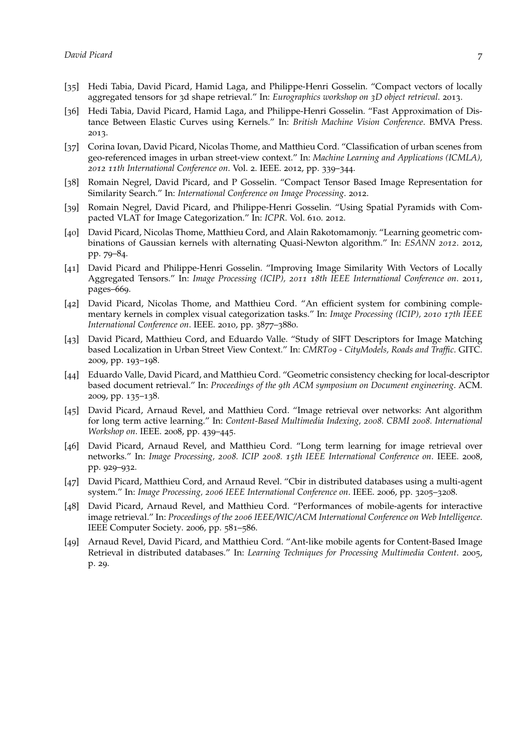[35] Hedi Tabia, David Picard, Hamid Laga, and Philippe-Henri Gosselin. "Compact vectors of locally aggregated tensors for 3d shape retrieval." In: *Eurographics workshop on 3D object retrieval*. 2013.

[36] Hedi Tabia, David Picard, Hamid Laga, and Philippe-Henri Gosselin. "Fast Approximation of Distance Between Elastic Curves using Kernels." In: *British Machine Vision Conference*. BMVA Press. 2013.

[37] Corina Iovan, David Picard, Nicolas Thome, and Matthieu Cord. "Classification of urban scenes from geo-referenced images in urban street-view context." In: *Machine Learning and Applications (ICMLA), 2012 11th International Conference on*. Vol. 2. IEEE. 2012, pp. 339–344.

[38] Romain Negrel, David Picard, and P Gosselin. "Compact Tensor Based Image Representation for Similarity Search." In: *International Conference on Image Processing*. 2012.

[39] Romain Negrel, David Picard, and Philippe-Henri Gosselin. "Using Spatial Pyramids with Compacted VLAT for Image Categorization." In: *ICPR*. Vol. 610. 2012.

[40] David Picard, Nicolas Thome, Matthieu Cord, and Alain Rakotomamonjy. "Learning geometric combinations of Gaussian kernels with alternating Quasi-Newton algorithm." In: *ESANN 2012*. 2012, pp. 79–84.

[41] David Picard and Philippe-Henri Gosselin. "Improving Image Similarity With Vectors of Locally Aggregated Tensors." In: *Image Processing (ICIP), 2011 18th IEEE International Conference on*. 2011, pages–669.

[42] David Picard, Nicolas Thome, and Matthieu Cord. "An efficient system for combining complementary kernels in complex visual categorization tasks." In: *Image Processing (ICIP), 2010 17th IEEE International Conference on*. IEEE. 2010, pp. 3877–3880.

[43] David Picard, Matthieu Cord, and Eduardo Valle. "Study of SIFT Descriptors for Image Matching based Localization in Urban Street View Context." In: *CMRT09 - CityModels, Roads and Traffic*. GITC. 2009, pp. 193–198.

[44] Eduardo Valle, David Picard, and Matthieu Cord. "Geometric consistency checking for local-descriptor based document retrieval." In: *Proceedings of the 9th ACM symposium on Document engineering*. ACM. 2009, pp. 135–138.

[45] David Picard, Arnaud Revel, and Matthieu Cord. "Image retrieval over networks: Ant algorithm for long term active learning." In: *Content-Based Multimedia Indexing, 2008. CBMI 2008. International Workshop on*. IEEE. 2008, pp. 439–445.

[46] David Picard, Arnaud Revel, and Matthieu Cord. "Long term learning for image retrieval over networks." In: *Image Processing, 2008. ICIP 2008. 15th IEEE International Conference on*. IEEE. 2008, pp. 929–932.

[47] David Picard, Matthieu Cord, and Arnaud Revel. "Cbir in distributed databases using a multi-agent system." In: *Image Processing, 2006 IEEE International Conference on*. IEEE. 2006, pp. 3205–3208.

[48] David Picard, Arnaud Revel, and Matthieu Cord. "Performances of mobile-agents for interactive image retrieval." In: *Proceedings of the 2006 IEEE/WIC/ACM International Conference on Web Intelligence*. IEEE Computer Society. 2006, pp. 581–586.

[49] Arnaud Revel, David Picard, and Matthieu Cord. "Ant-like mobile agents for Content-Based Image Retrieval in distributed databases." In: *Learning Techniques for Processing Multimedia Content*. 2005, p. 29.